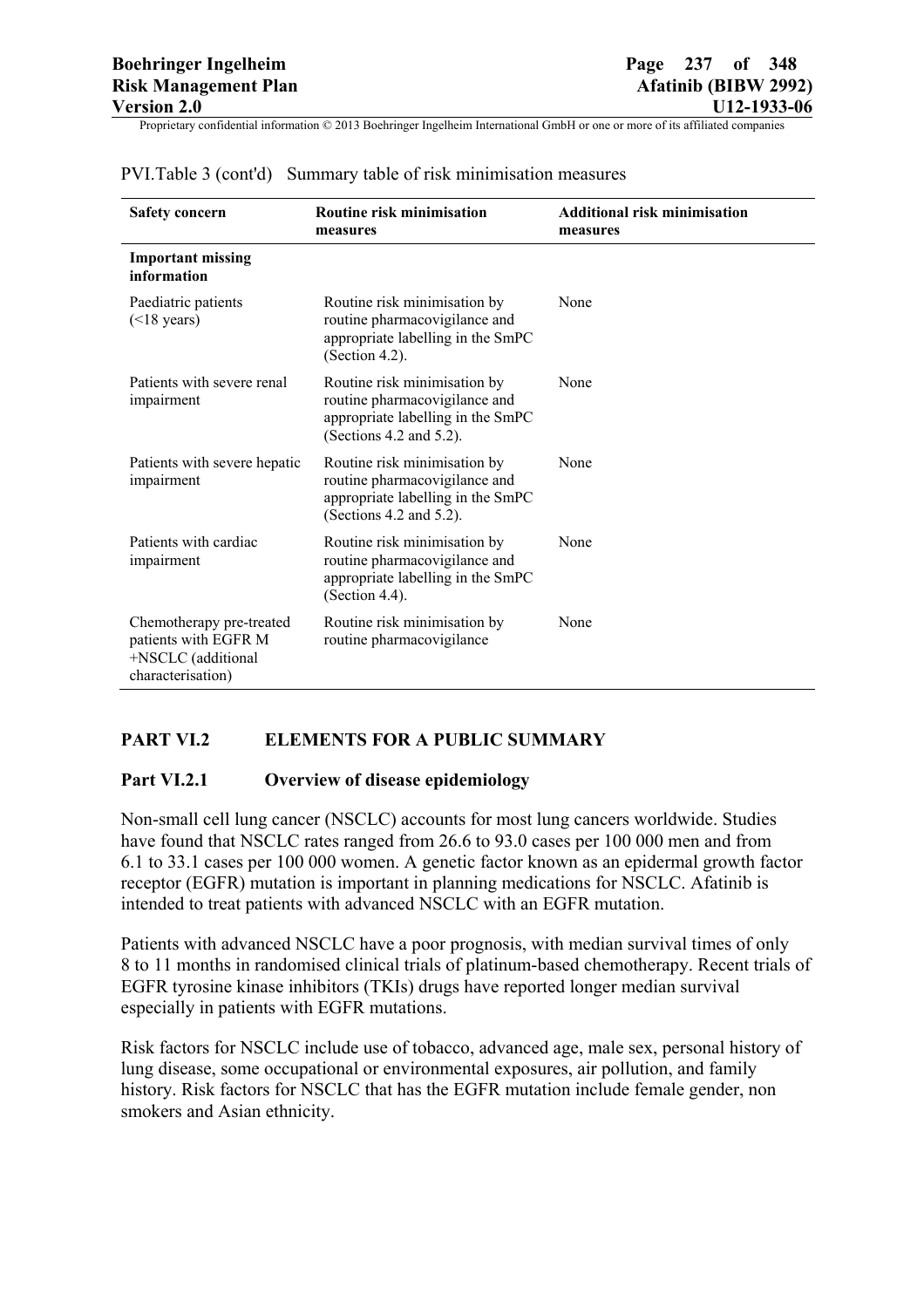PVI.Table 3 (cont'd) Summary table of risk minimisation measures

| Safety concern | Routine risk minimisation measures | Additional risk minimisation measures |
|---|---|---|
| **Important missing information** | | |
| Paediatric patients (<18 years) | Routine risk minimisation by routine pharmacovigilance and appropriate labelling in the SmPC (Section 4.2). | None |
| Patients with severe renal impairment | Routine risk minimisation by routine pharmacovigilance and appropriate labelling in the SmPC (Sections 4.2 and 5.2). | None |
| Patients with severe hepatic impairment | Routine risk minimisation by routine pharmacovigilance and appropriate labelling in the SmPC (Sections 4.2 and 5.2). | None |
| Patients with cardiac impairment | Routine risk minimisation by routine pharmacovigilance and appropriate labelling in the SmPC (Section 4.4). | None |
| Chemotherapy pre-treated patients with EGFR M +NSCLC (additional characterisation) | Routine risk minimisation by routine pharmacovigilance | None |

## PART VI.2 ELEMENTS FOR A PUBLIC SUMMARY

### Part VI.2.1 Overview of disease epidemiology

Non-small cell lung cancer (NSCLC) accounts for most lung cancers worldwide. Studies have found that NSCLC rates ranged from 26.6 to 93.0 cases per 100 000 men and from 6.1 to 33.1 cases per 100 000 women. A genetic factor known as an epidermal growth factor receptor (EGFR) mutation is important in planning medications for NSCLC. Afatinib is intended to treat patients with advanced NSCLC with an EGFR mutation.

Patients with advanced NSCLC have a poor prognosis, with median survival times of only 8 to 11 months in randomised clinical trials of platinum-based chemotherapy. Recent trials of EGFR tyrosine kinase inhibitors (TKIs) drugs have reported longer median survival especially in patients with EGFR mutations.

Risk factors for NSCLC include use of tobacco, advanced age, male sex, personal history of lung disease, some occupational or environmental exposures, air pollution, and family history. Risk factors for NSCLC that has the EGFR mutation include female gender, non smokers and Asian ethnicity.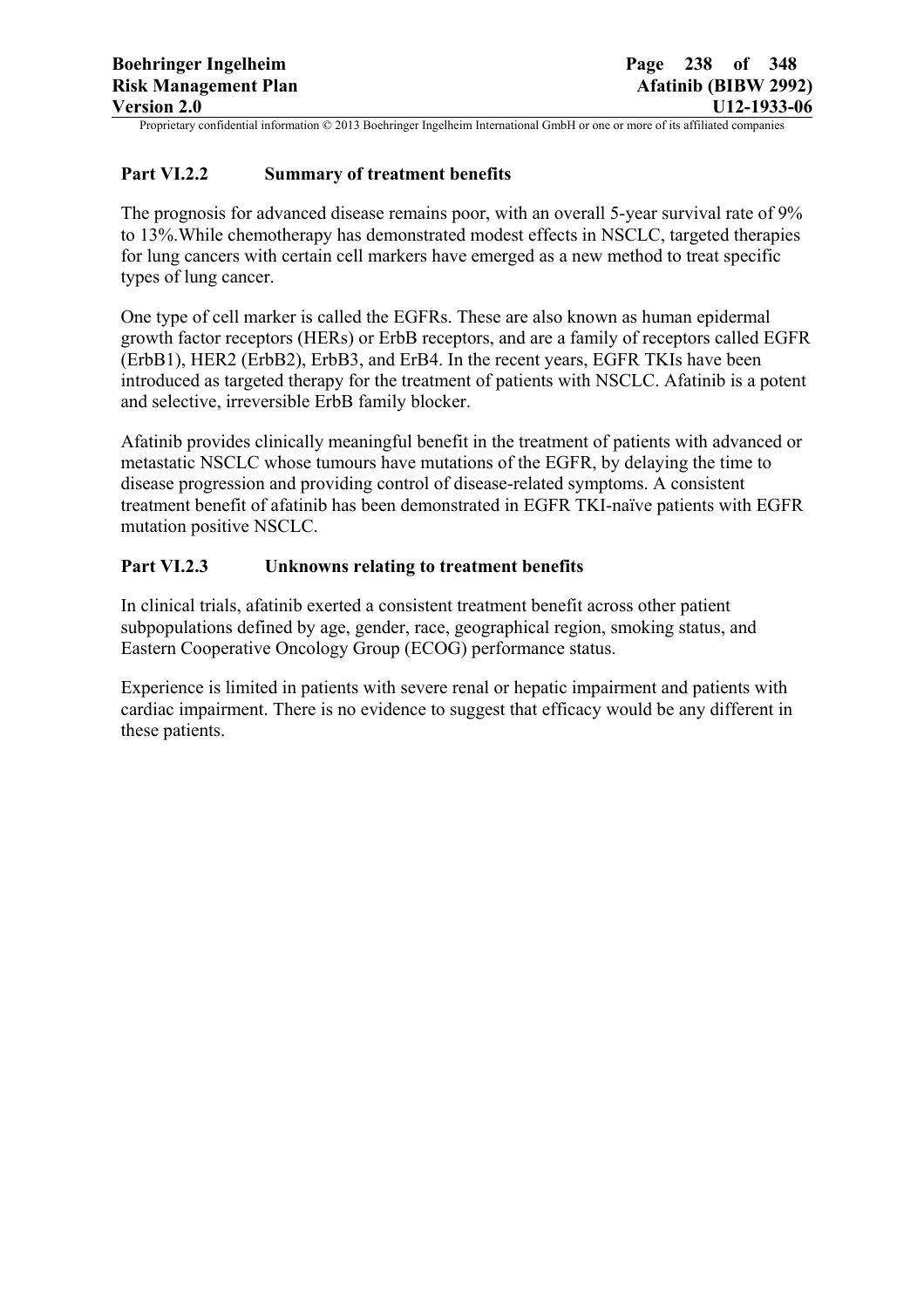## Part VI.2.2 Summary of treatment benefits

The prognosis for advanced disease remains poor, with an overall 5-year survival rate of 9% to 13%.While chemotherapy has demonstrated modest effects in NSCLC, targeted therapies for lung cancers with certain cell markers have emerged as a new method to treat specific types of lung cancer.

One type of cell marker is called the EGFRs. These are also known as human epidermal growth factor receptors (HERs) or ErbB receptors, and are a family of receptors called EGFR (ErbB1), HER2 (ErbB2), ErbB3, and ErB4. In the recent years, EGFR TKIs have been introduced as targeted therapy for the treatment of patients with NSCLC. Afatinib is a potent and selective, irreversible ErbB family blocker.

Afatinib provides clinically meaningful benefit in the treatment of patients with advanced or metastatic NSCLC whose tumours have mutations of the EGFR, by delaying the time to disease progression and providing control of disease-related symptoms. A consistent treatment benefit of afatinib has been demonstrated in EGFR TKI-naïve patients with EGFR mutation positive NSCLC.

## Part VI.2.3 Unknowns relating to treatment benefits

In clinical trials, afatinib exerted a consistent treatment benefit across other patient subpopulations defined by age, gender, race, geographical region, smoking status, and Eastern Cooperative Oncology Group (ECOG) performance status.

Experience is limited in patients with severe renal or hepatic impairment and patients with cardiac impairment. There is no evidence to suggest that efficacy would be any different in these patients.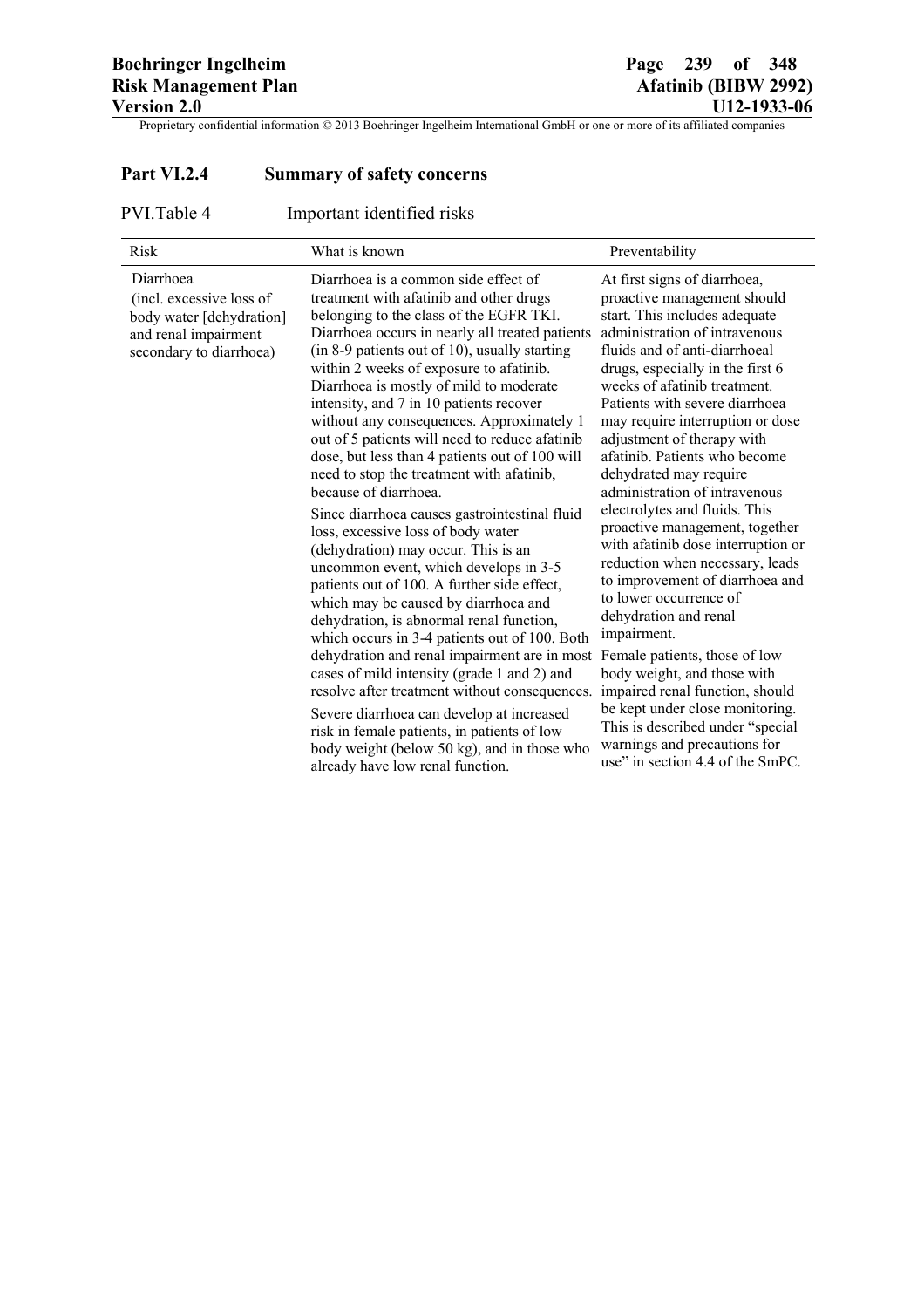## Part VI.2.4 Summary of safety concerns

PVI.Table 4 Important identified risks

| Risk | What is known | Preventability |
|---|---|---|
| Diarrhoea (incl. excessive loss of body water [dehydration] and renal impairment secondary to diarrhoea) | Diarrhoea is a common side effect of treatment with afatinib and other drugs belonging to the class of the EGFR TKI. Diarrhoea occurs in nearly all treated patients (in 8-9 patients out of 10), usually starting within 2 weeks of exposure to afatinib. Diarrhoea is mostly of mild to moderate intensity, and 7 in 10 patients recover without any consequences. Approximately 1 out of 5 patients will need to reduce afatinib dose, but less than 4 patients out of 100 will need to stop the treatment with afatinib, because of diarrhoea.<br><br>Since diarrhoea causes gastrointestinal fluid loss, excessive loss of body water (dehydration) may occur. This is an uncommon event, which develops in 3-5 patients out of 100. A further side effect, which may be caused by diarrhoea and dehydration, is abnormal renal function, which occurs in 3-4 patients out of 100. Both dehydration and renal impairment are in most cases of mild intensity (grade 1 and 2) and resolve after treatment without consequences.<br><br>Severe diarrhoea can develop at increased risk in female patients, in patients of low body weight (below 50 kg), and in those who already have low renal function. | At first signs of diarrhoea, proactive management should start. This includes adequate administration of intravenous fluids and of anti-diarrhoeal drugs, especially in the first 6 weeks of afatinib treatment. Patients with severe diarrhoea may require interruption or dose adjustment of therapy with afatinib. Patients who become dehydrated may require administration of intravenous electrolytes and fluids. This proactive management, together with afatinib dose interruption or reduction when necessary, leads to improvement of diarrhoea and to lower occurrence of dehydration and renal impairment.<br><br>Female patients, those of low body weight, and those with impaired renal function, should be kept under close monitoring. This is described under "special warnings and precautions for use" in section 4.4 of the SmPC. |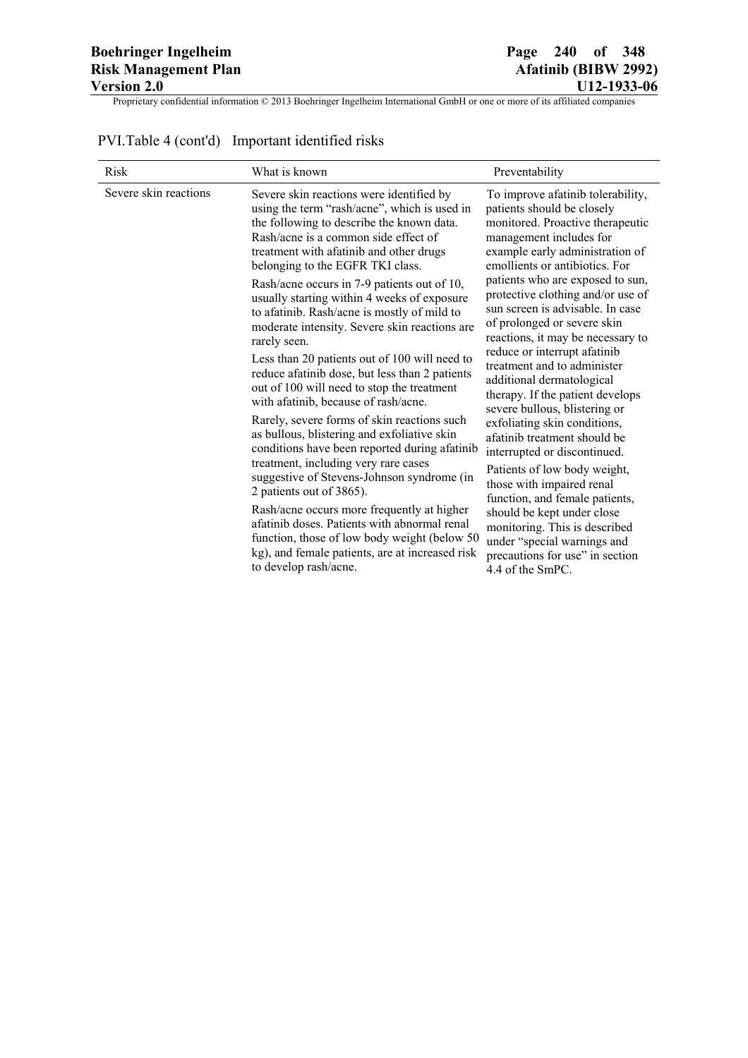PVI.Table 4 (cont'd) Important identified risks

| Risk | What is known | Preventability |
|---|---|---|
| Severe skin reactions | Severe skin reactions were identified by using the term "rash/acne", which is used in the following to describe the known data. Rash/acne is a common side effect of treatment with afatinib and other drugs belonging to the EGFR TKI class.<br><br>Rash/acne occurs in 7-9 patients out of 10, usually starting within 4 weeks of exposure to afatinib. Rash/acne is mostly of mild to moderate intensity. Severe skin reactions are rarely seen.<br><br>Less than 20 patients out of 100 will need to reduce afatinib dose, but less than 2 patients out of 100 will need to stop the treatment with afatinib, because of rash/acne.<br><br>Rarely, severe forms of skin reactions such as bullous, blistering and exfoliative skin conditions have been reported during afatinib treatment, including very rare cases suggestive of Stevens-Johnson syndrome (in 2 patients out of 3865).<br><br>Rash/acne occurs more frequently at higher afatinib doses. Patients with abnormal renal function, those of low body weight (below 50 kg), and female patients, are at increased risk to develop rash/acne. | To improve afatinib tolerability, patients should be closely monitored. Proactive therapeutic management includes for example early administration of emollients or antibiotics. For patients who are exposed to sun, protective clothing and/or use of sun screen is advisable. In case of prolonged or severe skin reactions, it may be necessary to reduce or interrupt afatinib treatment and to administer additional dermatological therapy. If the patient develops severe bullous, blistering or exfoliating skin conditions, afatinib treatment should be interrupted or discontinued.<br><br>Patients of low body weight, those with impaired renal function, and female patients, should be kept under close monitoring. This is described under "special warnings and precautions for use" in section 4.4 of the SmPC. |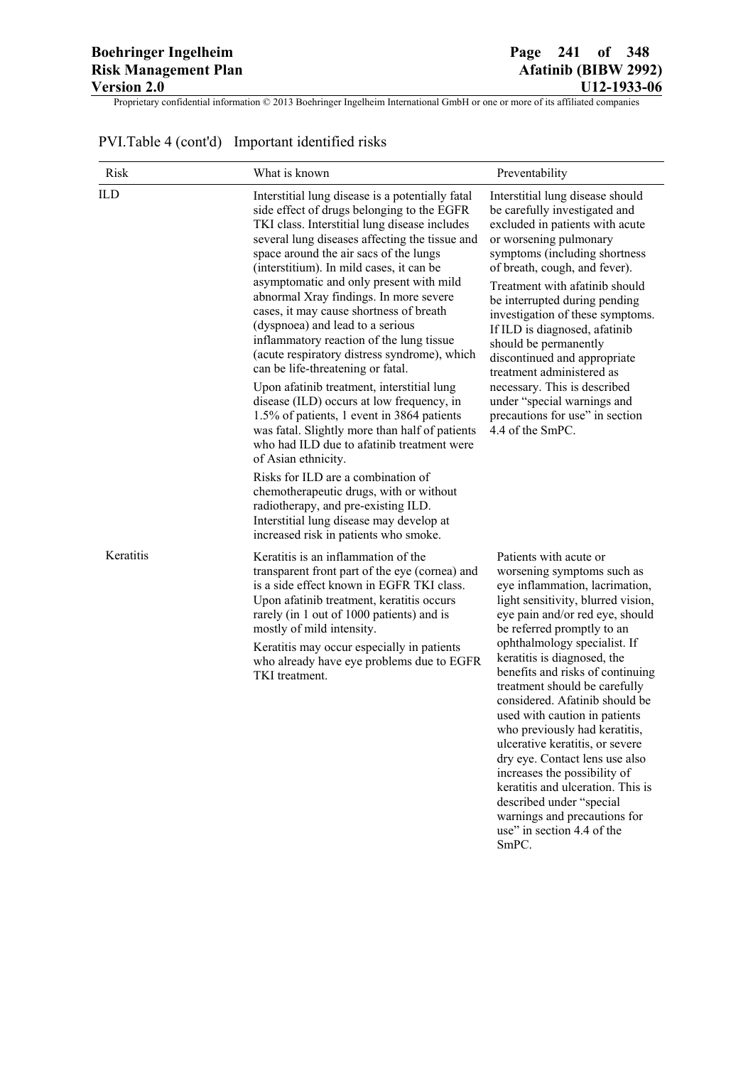PVI.Table 4 (cont'd) Important identified risks

| Risk | What is known | Preventability |
|---|---|---|
| ILD | Interstitial lung disease is a potentially fatal side effect of drugs belonging to the EGFR TKI class. Interstitial lung disease includes several lung diseases affecting the tissue and space around the air sacs of the lungs (interstitium). In mild cases, it can be asymptomatic and only present with mild abnormal Xray findings. In more severe cases, it may cause shortness of breath (dyspnoea) and lead to a serious inflammatory reaction of the lung tissue (acute respiratory distress syndrome), which can be life-threatening or fatal.<br><br>Upon afatinib treatment, interstitial lung disease (ILD) occurs at low frequency, in 1.5% of patients, 1 event in 3864 patients was fatal. Slightly more than half of patients who had ILD due to afatinib treatment were of Asian ethnicity.<br><br>Risks for ILD are a combination of chemotherapeutic drugs, with or without radiotherapy, and pre-existing ILD. Interstitial lung disease may develop at increased risk in patients who smoke. | Interstitial lung disease should be carefully investigated and excluded in patients with acute or worsening pulmonary symptoms (including shortness of breath, cough, and fever).<br><br>Treatment with afatinib should be interrupted during pending investigation of these symptoms. If ILD is diagnosed, afatinib should be permanently discontinued and appropriate treatment administered as necessary. This is described under "special warnings and precautions for use" in section 4.4 of the SmPC. |
| Keratitis | Keratitis is an inflammation of the transparent front part of the eye (cornea) and is a side effect known in EGFR TKI class. Upon afatinib treatment, keratitis occurs rarely (in 1 out of 1000 patients) and is mostly of mild intensity.<br><br>Keratitis may occur especially in patients who already have eye problems due to EGFR TKI treatment. | Patients with acute or worsening symptoms such as eye inflammation, lacrimation, light sensitivity, blurred vision, eye pain and/or red eye, should be referred promptly to an ophthalmology specialist. If keratitis is diagnosed, the benefits and risks of continuing treatment should be carefully considered. Afatinib should be used with caution in patients who previously had keratitis, ulcerative keratitis, or severe dry eye. Contact lens use also increases the possibility of keratitis and ulceration. This is described under "special warnings and precautions for use" in section 4.4 of the SmPC. |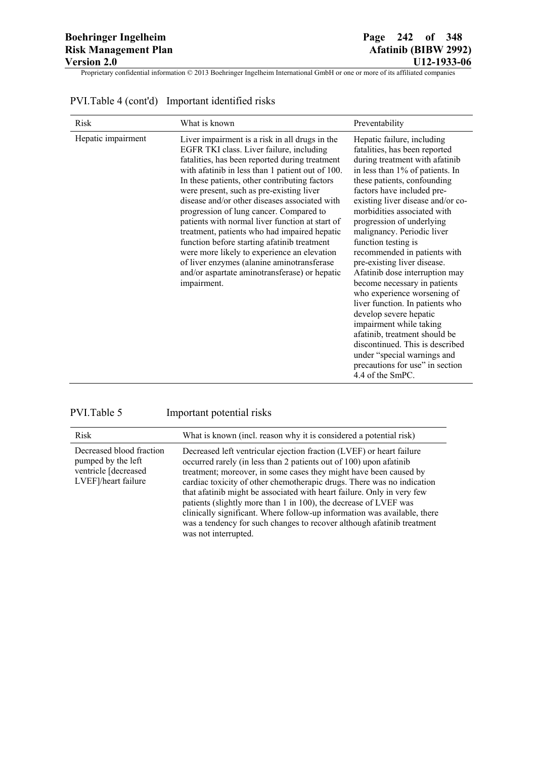PVI.Table 4 (cont'd) Important identified risks

| Risk | What is known | Preventability |
|---|---|---|
| Hepatic impairment | Liver impairment is a risk in all drugs in the EGFR TKI class. Liver failure, including fatalities, has been reported during treatment with afatinib in less than 1 patient out of 100. In these patients, other contributing factors were present, such as pre-existing liver disease and/or other diseases associated with progression of lung cancer. Compared to patients with normal liver function at start of treatment, patients who had impaired hepatic function before starting afatinib treatment were more likely to experience an elevation of liver enzymes (alanine aminotransferase and/or aspartate aminotransferase) or hepatic impairment. | Hepatic failure, including fatalities, has been reported during treatment with afatinib in less than 1% of patients. In these patients, confounding factors have included pre-existing liver disease and/or co-morbidities associated with progression of underlying malignancy. Periodic liver function testing is recommended in patients with pre-existing liver disease. Afatinib dose interruption may become necessary in patients who experience worsening of liver function. In patients who develop severe hepatic impairment while taking afatinib, treatment should be discontinued. This is described under "special warnings and precautions for use" in section 4.4 of the SmPC. |

PVI.Table 5 Important potential risks

| Risk | What is known (incl. reason why it is considered a potential risk) |
|---|---|
| Decreased blood fraction pumped by the left ventricle [decreased LVEF]/heart failure | Decreased left ventricular ejection fraction (LVEF) or heart failure occurred rarely (in less than 2 patients out of 100) upon afatinib treatment; moreover, in some cases they might have been caused by cardiac toxicity of other chemotherapic drugs. There was no indication that afatinib might be associated with heart failure. Only in very few patients (slightly more than 1 in 100), the decrease of LVEF was clinically significant. Where follow-up information was available, there was a tendency for such changes to recover although afatinib treatment was not interrupted. |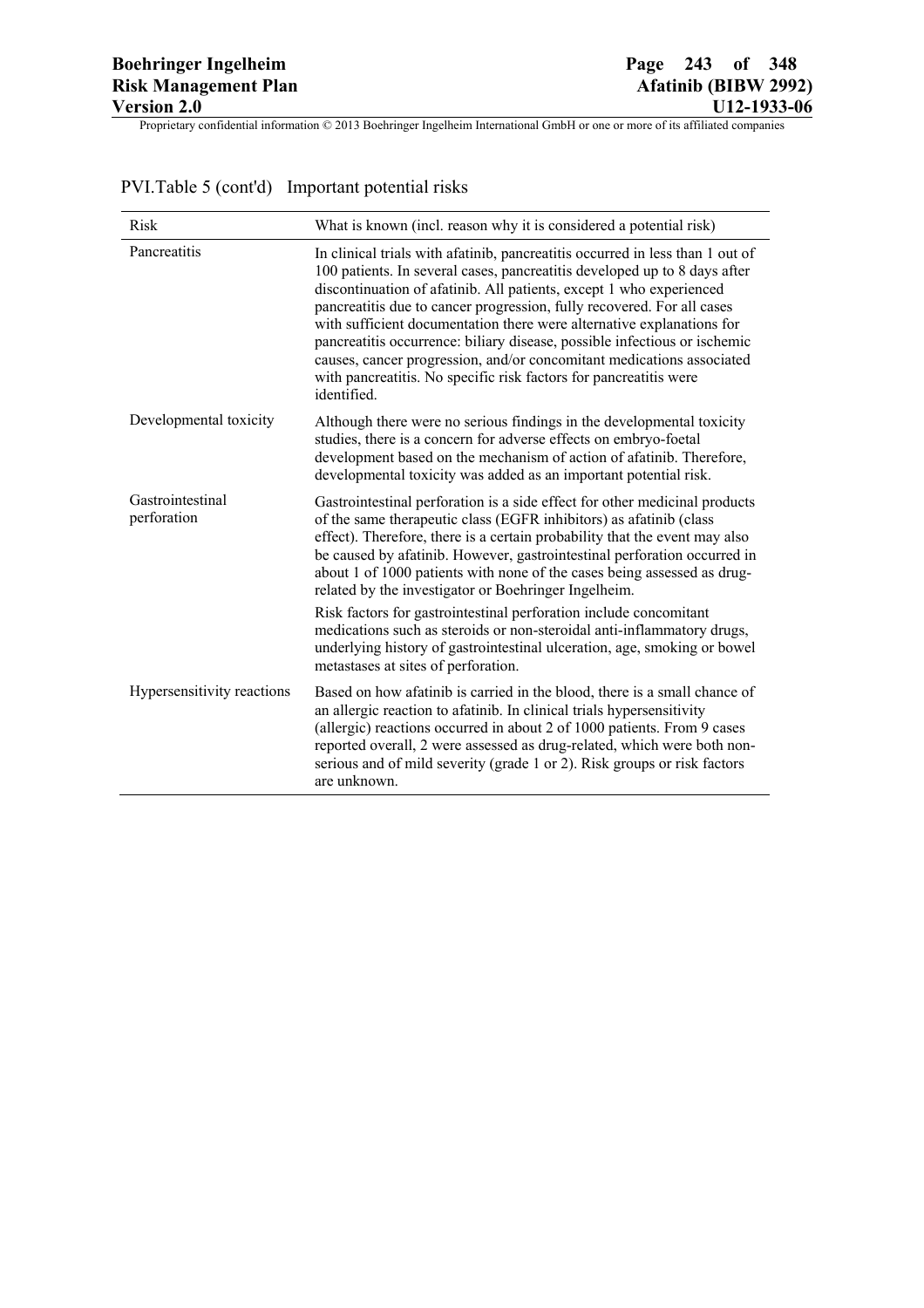PVI.Table 5 (cont'd) Important potential risks

| Risk | What is known (incl. reason why it is considered a potential risk) |
|---|---|
| Pancreatitis | In clinical trials with afatinib, pancreatitis occurred in less than 1 out of 100 patients. In several cases, pancreatitis developed up to 8 days after discontinuation of afatinib. All patients, except 1 who experienced pancreatitis due to cancer progression, fully recovered. For all cases with sufficient documentation there were alternative explanations for pancreatitis occurrence: biliary disease, possible infectious or ischemic causes, cancer progression, and/or concomitant medications associated with pancreatitis. No specific risk factors for pancreatitis were identified. |
| Developmental toxicity | Although there were no serious findings in the developmental toxicity studies, there is a concern for adverse effects on embryo-foetal development based on the mechanism of action of afatinib. Therefore, developmental toxicity was added as an important potential risk. |
| Gastrointestinal perforation | Gastrointestinal perforation is a side effect for other medicinal products of the same therapeutic class (EGFR inhibitors) as afatinib (class effect). Therefore, there is a certain probability that the event may also be caused by afatinib. However, gastrointestinal perforation occurred in about 1 of 1000 patients with none of the cases being assessed as drug-related by the investigator or Boehringer Ingelheim.<br><br>Risk factors for gastrointestinal perforation include concomitant medications such as steroids or non-steroidal anti-inflammatory drugs, underlying history of gastrointestinal ulceration, age, smoking or bowel metastases at sites of perforation. |
| Hypersensitivity reactions | Based on how afatinib is carried in the blood, there is a small chance of an allergic reaction to afatinib. In clinical trials hypersensitivity (allergic) reactions occurred in about 2 of 1000 patients. From 9 cases reported overall, 2 were assessed as drug-related, which were both non-serious and of mild severity (grade 1 or 2). Risk groups or risk factors are unknown. |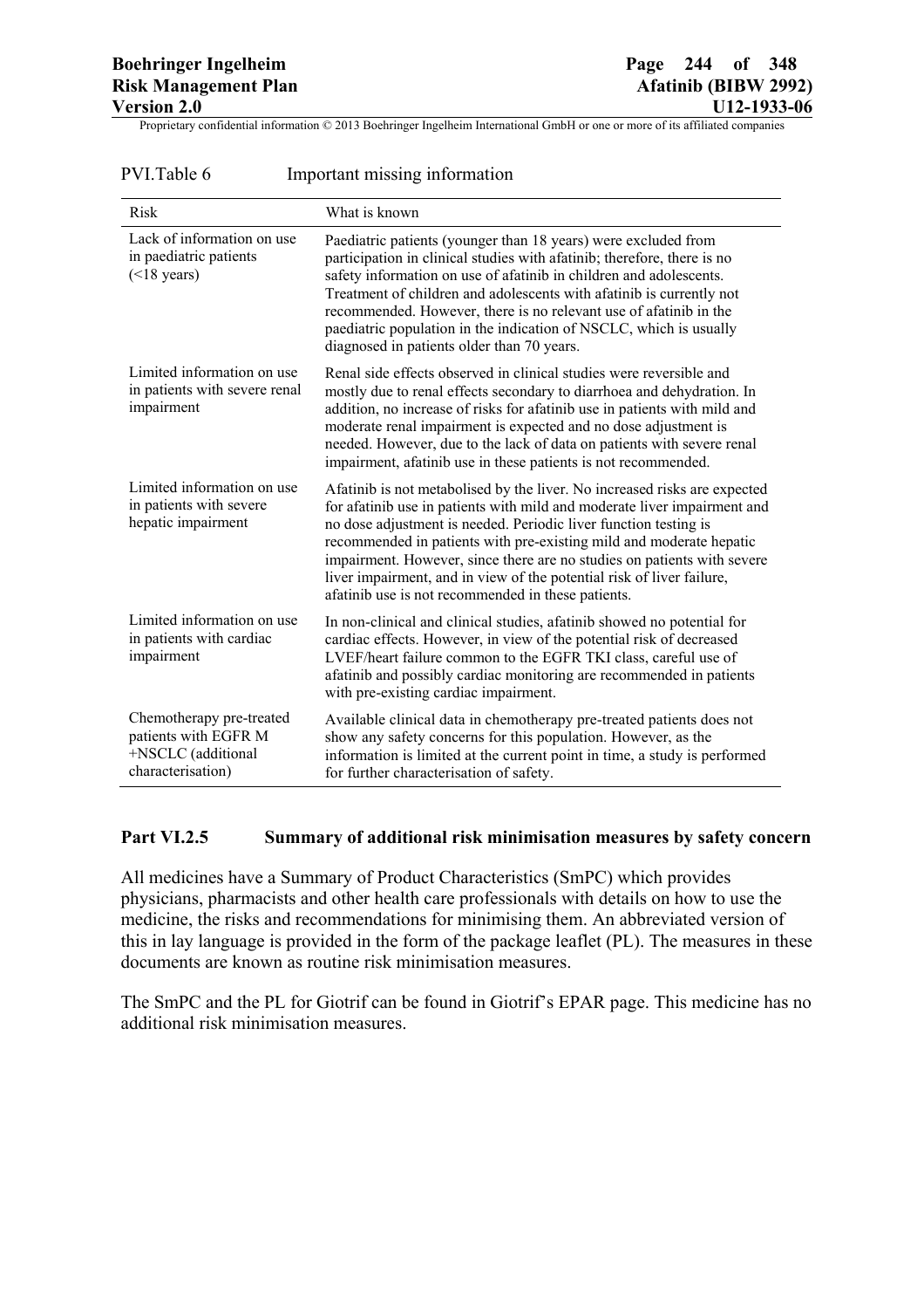PVI.Table 6 Important missing information

| Risk | What is known |
|---|---|
| Lack of information on use in paediatric patients (<18 years) | Paediatric patients (younger than 18 years) were excluded from participation in clinical studies with afatinib; therefore, there is no safety information on use of afatinib in children and adolescents. Treatment of children and adolescents with afatinib is currently not recommended. However, there is no relevant use of afatinib in the paediatric population in the indication of NSCLC, which is usually diagnosed in patients older than 70 years. |
| Limited information on use in patients with severe renal impairment | Renal side effects observed in clinical studies were reversible and mostly due to renal effects secondary to diarrhoea and dehydration. In addition, no increase of risks for afatinib use in patients with mild and moderate renal impairment is expected and no dose adjustment is needed. However, due to the lack of data on patients with severe renal impairment, afatinib use in these patients is not recommended. |
| Limited information on use in patients with severe hepatic impairment | Afatinib is not metabolised by the liver. No increased risks are expected for afatinib use in patients with mild and moderate liver impairment and no dose adjustment is needed. Periodic liver function testing is recommended in patients with pre-existing mild and moderate hepatic impairment. However, since there are no studies on patients with severe liver impairment, and in view of the potential risk of liver failure, afatinib use is not recommended in these patients. |
| Limited information on use in patients with cardiac impairment | In non-clinical and clinical studies, afatinib showed no potential for cardiac effects. However, in view of the potential risk of decreased LVEF/heart failure common to the EGFR TKI class, careful use of afatinib and possibly cardiac monitoring are recommended in patients with pre-existing cardiac impairment. |
| Chemotherapy pre-treated patients with EGFR M +NSCLC (additional characterisation) | Available clinical data in chemotherapy pre-treated patients does not show any safety concerns for this population. However, as the information is limited at the current point in time, a study is performed for further characterisation of safety. |

### Part VI.2.5 Summary of additional risk minimisation measures by safety concern

All medicines have a Summary of Product Characteristics (SmPC) which provides physicians, pharmacists and other health care professionals with details on how to use the medicine, the risks and recommendations for minimising them. An abbreviated version of this in lay language is provided in the form of the package leaflet (PL). The measures in these documents are known as routine risk minimisation measures.

The SmPC and the PL for Giotrif can be found in Giotrif's EPAR page. This medicine has no additional risk minimisation measures.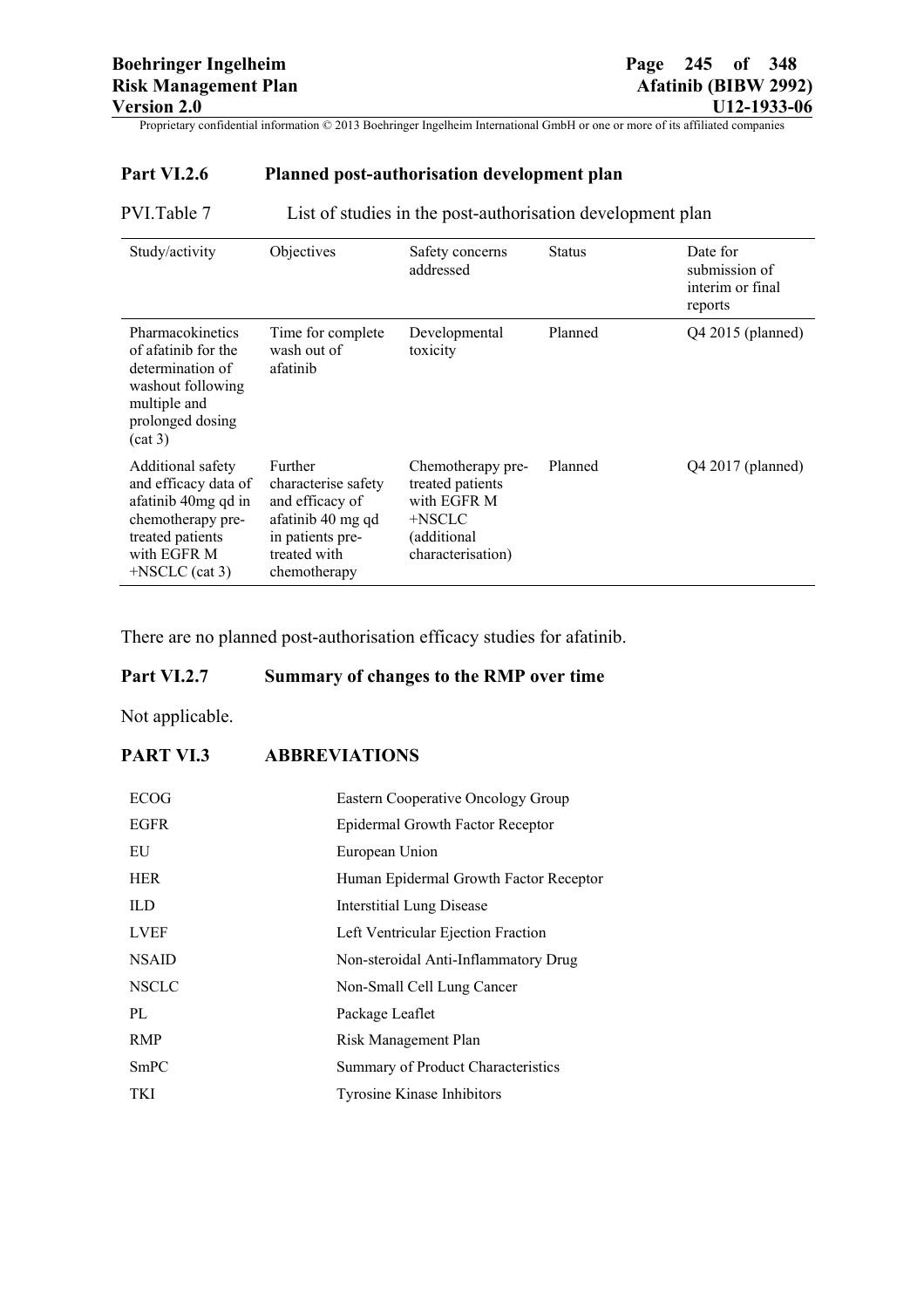## Part VI.2.6 Planned post-authorisation development plan

PVI.Table 7 List of studies in the post-authorisation development plan

| Study/activity | Objectives | Safety concerns addressed | Status | Date for submission of interim or final reports |
|---|---|---|---|---|
| Pharmacokinetics of afatinib for the determination of washout following multiple and prolonged dosing (cat 3) | Time for complete wash out of afatinib | Developmental toxicity | Planned | Q4 2015 (planned) |
| Additional safety and efficacy data of afatinib 40mg qd in chemotherapy pre-treated patients with EGFR M +NSCLC (cat 3) | Further characterise safety and efficacy of afatinib 40 mg qd in patients pre-treated with chemotherapy | Chemotherapy pre-treated patients with EGFR M +NSCLC (additional characterisation) | Planned | Q4 2017 (planned) |

There are no planned post-authorisation efficacy studies for afatinib.

## Part VI.2.7 Summary of changes to the RMP over time

Not applicable.

## PART VI.3 ABBREVIATIONS

| | |
|---|---|
| ECOG | Eastern Cooperative Oncology Group |
| EGFR | Epidermal Growth Factor Receptor |
| EU | European Union |
| HER | Human Epidermal Growth Factor Receptor |
| ILD | Interstitial Lung Disease |
| LVEF | Left Ventricular Ejection Fraction |
| NSAID | Non-steroidal Anti-Inflammatory Drug |
| NSCLC | Non-Small Cell Lung Cancer |
| PL | Package Leaflet |
| RMP | Risk Management Plan |
| SmPC | Summary of Product Characteristics |
| TKI | Tyrosine Kinase Inhibitors |